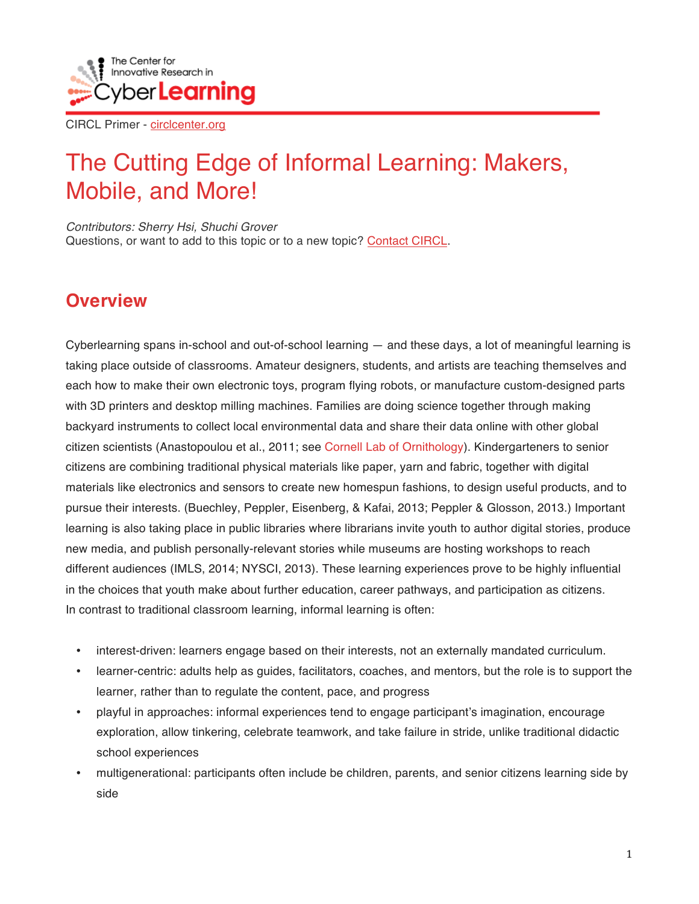CIRCL Primer - circlcenter.org

# The Cutting Edge of Informal Learning: Makers, Mobile, and More!

*Contributors: Sherry Hsi, Shuchi Grover*
Questions, or want to add to this topic or to a new topic? Contact CIRCL.

## Overview

Cyberlearning spans in-school and out-of-school learning — and these days, a lot of meaningful learning is taking place outside of classrooms. Amateur designers, students, and artists are teaching themselves and each how to make their own electronic toys, program flying robots, or manufacture custom-designed parts with 3D printers and desktop milling machines. Families are doing science together through making backyard instruments to collect local environmental data and share their data online with other global citizen scientists (Anastopoulou et al., 2011; see Cornell Lab of Ornithology). Kindergarteners to senior citizens are combining traditional physical materials like paper, yarn and fabric, together with digital materials like electronics and sensors to create new homespun fashions, to design useful products, and to pursue their interests. (Buechley, Peppler, Eisenberg, & Kafai, 2013; Peppler & Glosson, 2013.) Important learning is also taking place in public libraries where librarians invite youth to author digital stories, produce new media, and publish personally-relevant stories while museums are hosting workshops to reach different audiences (IMLS, 2014; NYSCI, 2013). These learning experiences prove to be highly influential in the choices that youth make about further education, career pathways, and participation as citizens. In contrast to traditional classroom learning, informal learning is often:

- interest-driven: learners engage based on their interests, not an externally mandated curriculum.
- learner-centric: adults help as guides, facilitators, coaches, and mentors, but the role is to support the learner, rather than to regulate the content, pace, and progress
- playful in approaches: informal experiences tend to engage participant's imagination, encourage exploration, allow tinkering, celebrate teamwork, and take failure in stride, unlike traditional didactic school experiences
- multigenerational: participants often include be children, parents, and senior citizens learning side by side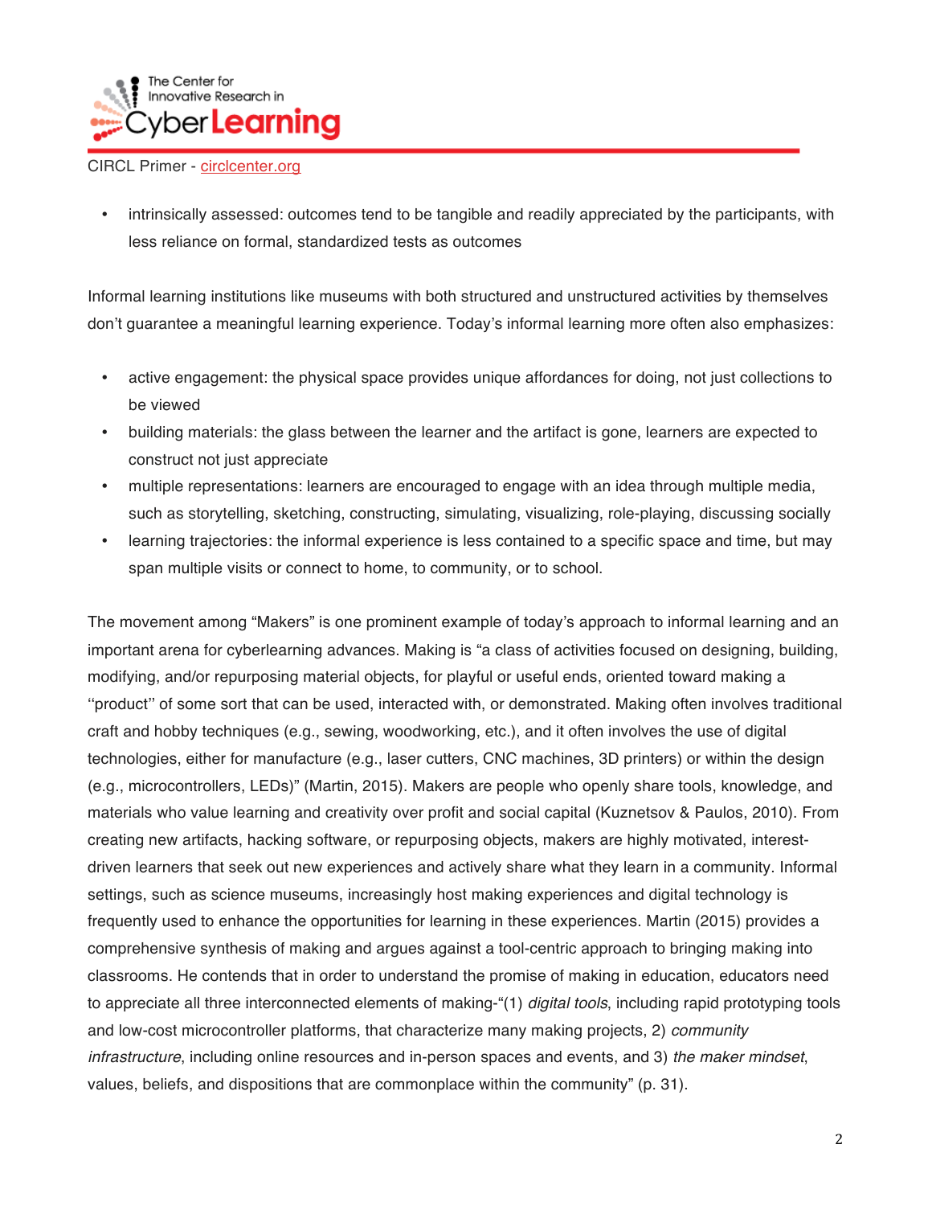- intrinsically assessed: outcomes tend to be tangible and readily appreciated by the participants, with less reliance on formal, standardized tests as outcomes

Informal learning institutions like museums with both structured and unstructured activities by themselves don't guarantee a meaningful learning experience. Today's informal learning more often also emphasizes:

- active engagement: the physical space provides unique affordances for doing, not just collections to be viewed
- building materials: the glass between the learner and the artifact is gone, learners are expected to construct not just appreciate
- multiple representations: learners are encouraged to engage with an idea through multiple media, such as storytelling, sketching, constructing, simulating, visualizing, role-playing, discussing socially
- learning trajectories: the informal experience is less contained to a specific space and time, but may span multiple visits or connect to home, to community, or to school.

The movement among "Makers" is one prominent example of today's approach to informal learning and an important arena for cyberlearning advances. Making is "a class of activities focused on designing, building, modifying, and/or repurposing material objects, for playful or useful ends, oriented toward making a ''product'' of some sort that can be used, interacted with, or demonstrated. Making often involves traditional craft and hobby techniques (e.g., sewing, woodworking, etc.), and it often involves the use of digital technologies, either for manufacture (e.g., laser cutters, CNC machines, 3D printers) or within the design (e.g., microcontrollers, LEDs)" (Martin, 2015). Makers are people who openly share tools, knowledge, and materials who value learning and creativity over profit and social capital (Kuznetsov & Paulos, 2010). From creating new artifacts, hacking software, or repurposing objects, makers are highly motivated, interest-driven learners that seek out new experiences and actively share what they learn in a community. Informal settings, such as science museums, increasingly host making experiences and digital technology is frequently used to enhance the opportunities for learning in these experiences. Martin (2015) provides a comprehensive synthesis of making and argues against a tool-centric approach to bringing making into classrooms. He contends that in order to understand the promise of making in education, educators need to appreciate all three interconnected elements of making-"(1) *digital tools*, including rapid prototyping tools and low-cost microcontroller platforms, that characterize many making projects, 2) *community infrastructure*, including online resources and in-person spaces and events, and 3) *the maker mindset*, values, beliefs, and dispositions that are commonplace within the community" (p. 31).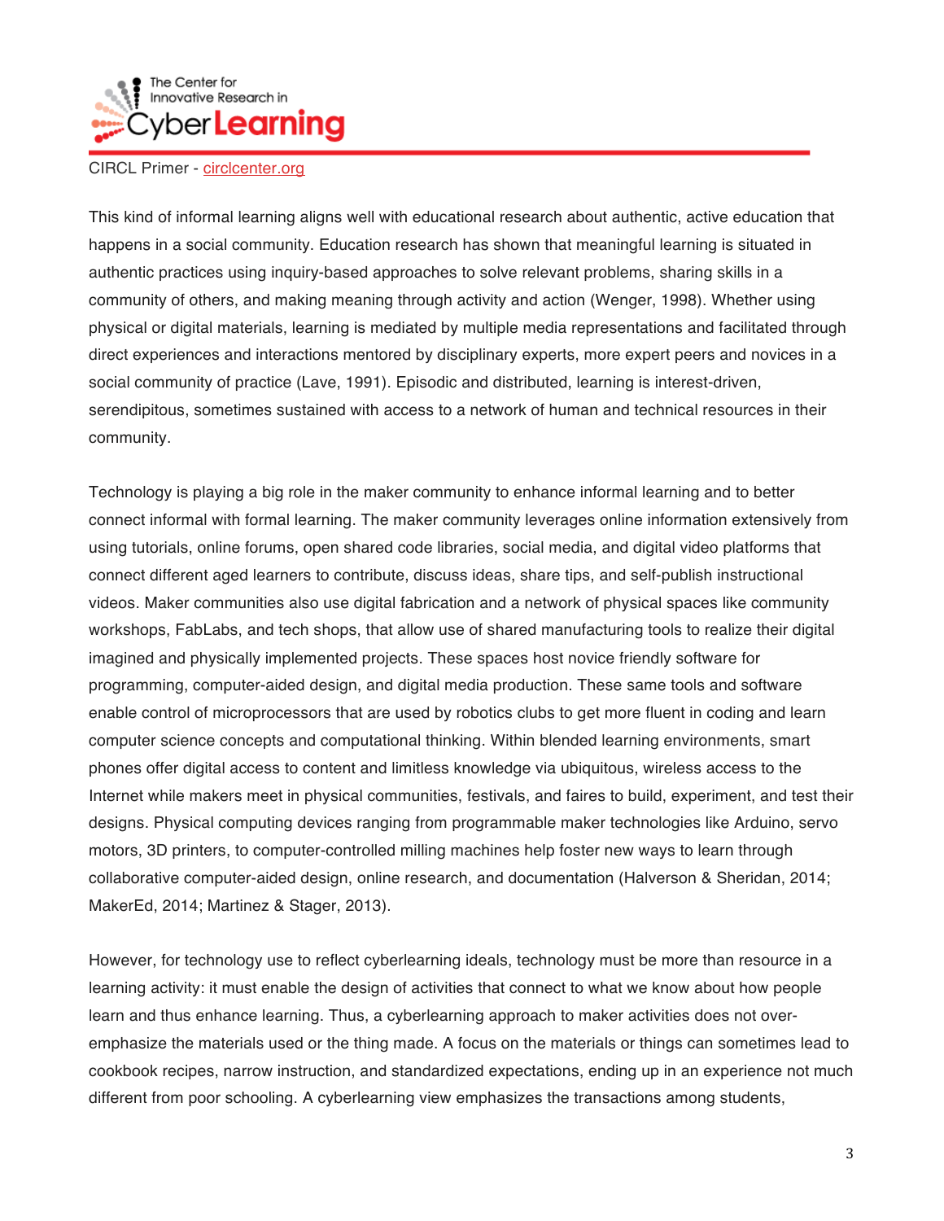This kind of informal learning aligns well with educational research about authentic, active education that happens in a social community. Education research has shown that meaningful learning is situated in authentic practices using inquiry-based approaches to solve relevant problems, sharing skills in a community of others, and making meaning through activity and action (Wenger, 1998). Whether using physical or digital materials, learning is mediated by multiple media representations and facilitated through direct experiences and interactions mentored by disciplinary experts, more expert peers and novices in a social community of practice (Lave, 1991). Episodic and distributed, learning is interest-driven, serendipitous, sometimes sustained with access to a network of human and technical resources in their community.

Technology is playing a big role in the maker community to enhance informal learning and to better connect informal with formal learning. The maker community leverages online information extensively from using tutorials, online forums, open shared code libraries, social media, and digital video platforms that connect different aged learners to contribute, discuss ideas, share tips, and self-publish instructional videos. Maker communities also use digital fabrication and a network of physical spaces like community workshops, FabLabs, and tech shops, that allow use of shared manufacturing tools to realize their digital imagined and physically implemented projects. These spaces host novice friendly software for programming, computer-aided design, and digital media production. These same tools and software enable control of microprocessors that are used by robotics clubs to get more fluent in coding and learn computer science concepts and computational thinking. Within blended learning environments, smart phones offer digital access to content and limitless knowledge via ubiquitous, wireless access to the Internet while makers meet in physical communities, festivals, and faires to build, experiment, and test their designs. Physical computing devices ranging from programmable maker technologies like Arduino, servo motors, 3D printers, to computer-controlled milling machines help foster new ways to learn through collaborative computer-aided design, online research, and documentation (Halverson & Sheridan, 2014; MakerEd, 2014; Martinez & Stager, 2013).

However, for technology use to reflect cyberlearning ideals, technology must be more than resource in a learning activity: it must enable the design of activities that connect to what we know about how people learn and thus enhance learning. Thus, a cyberlearning approach to maker activities does not over-emphasize the materials used or the thing made. A focus on the materials or things can sometimes lead to cookbook recipes, narrow instruction, and standardized expectations, ending up in an experience not much different from poor schooling. A cyberlearning view emphasizes the transactions among students,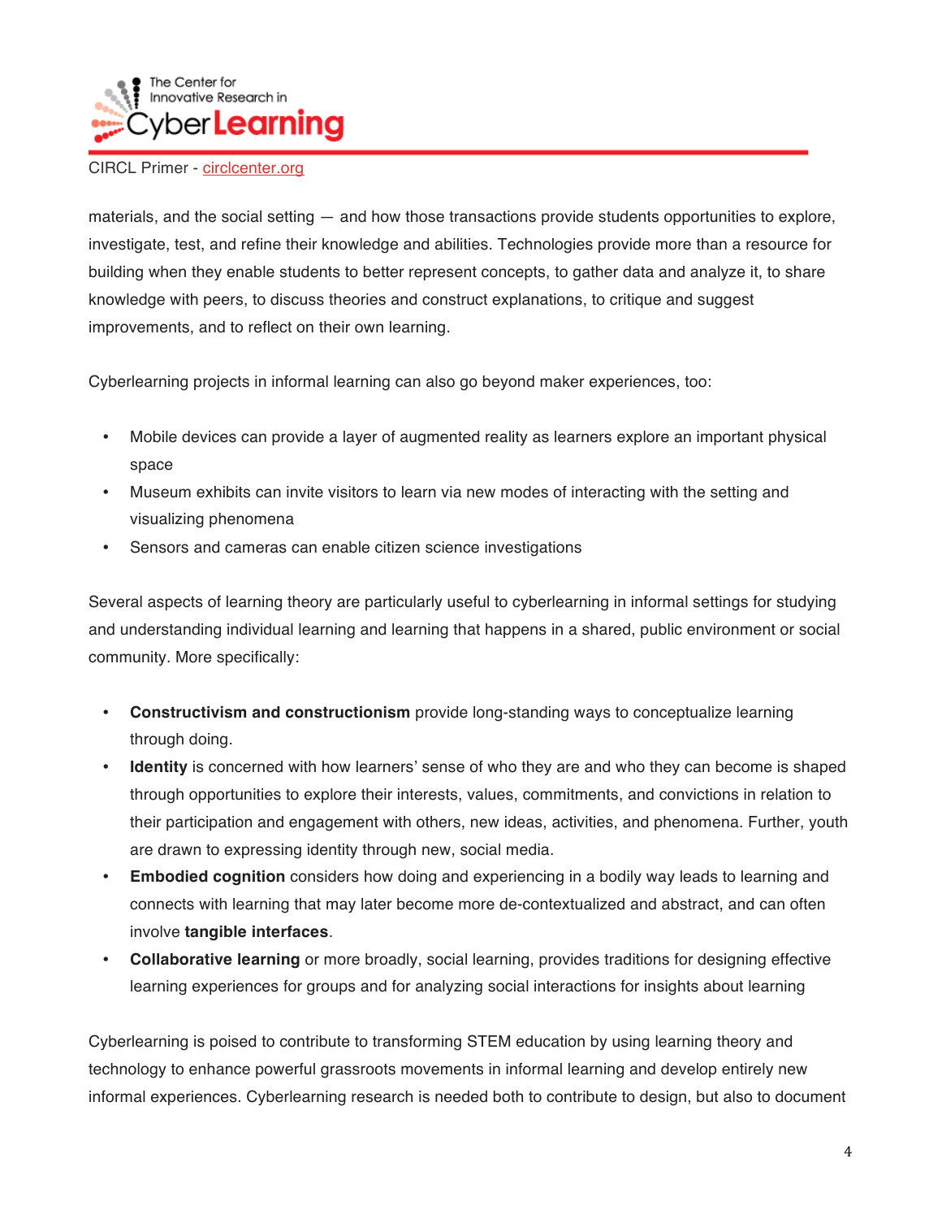materials, and the social setting — and how those transactions provide students opportunities to explore, investigate, test, and refine their knowledge and abilities. Technologies provide more than a resource for building when they enable students to better represent concepts, to gather data and analyze it, to share knowledge with peers, to discuss theories and construct explanations, to critique and suggest improvements, and to reflect on their own learning.

Cyberlearning projects in informal learning can also go beyond maker experiences, too:

- Mobile devices can provide a layer of augmented reality as learners explore an important physical space
- Museum exhibits can invite visitors to learn via new modes of interacting with the setting and visualizing phenomena
- Sensors and cameras can enable citizen science investigations

Several aspects of learning theory are particularly useful to cyberlearning in informal settings for studying and understanding individual learning and learning that happens in a shared, public environment or social community. More specifically:

- **Constructivism and constructionism** provide long-standing ways to conceptualize learning through doing.
- **Identity** is concerned with how learners' sense of who they are and who they can become is shaped through opportunities to explore their interests, values, commitments, and convictions in relation to their participation and engagement with others, new ideas, activities, and phenomena. Further, youth are drawn to expressing identity through new, social media.
- **Embodied cognition** considers how doing and experiencing in a bodily way leads to learning and connects with learning that may later become more de-contextualized and abstract, and can often involve **tangible interfaces**.
- **Collaborative learning** or more broadly, social learning, provides traditions for designing effective learning experiences for groups and for analyzing social interactions for insights about learning

Cyberlearning is poised to contribute to transforming STEM education by using learning theory and technology to enhance powerful grassroots movements in informal learning and develop entirely new informal experiences. Cyberlearning research is needed both to contribute to design, but also to document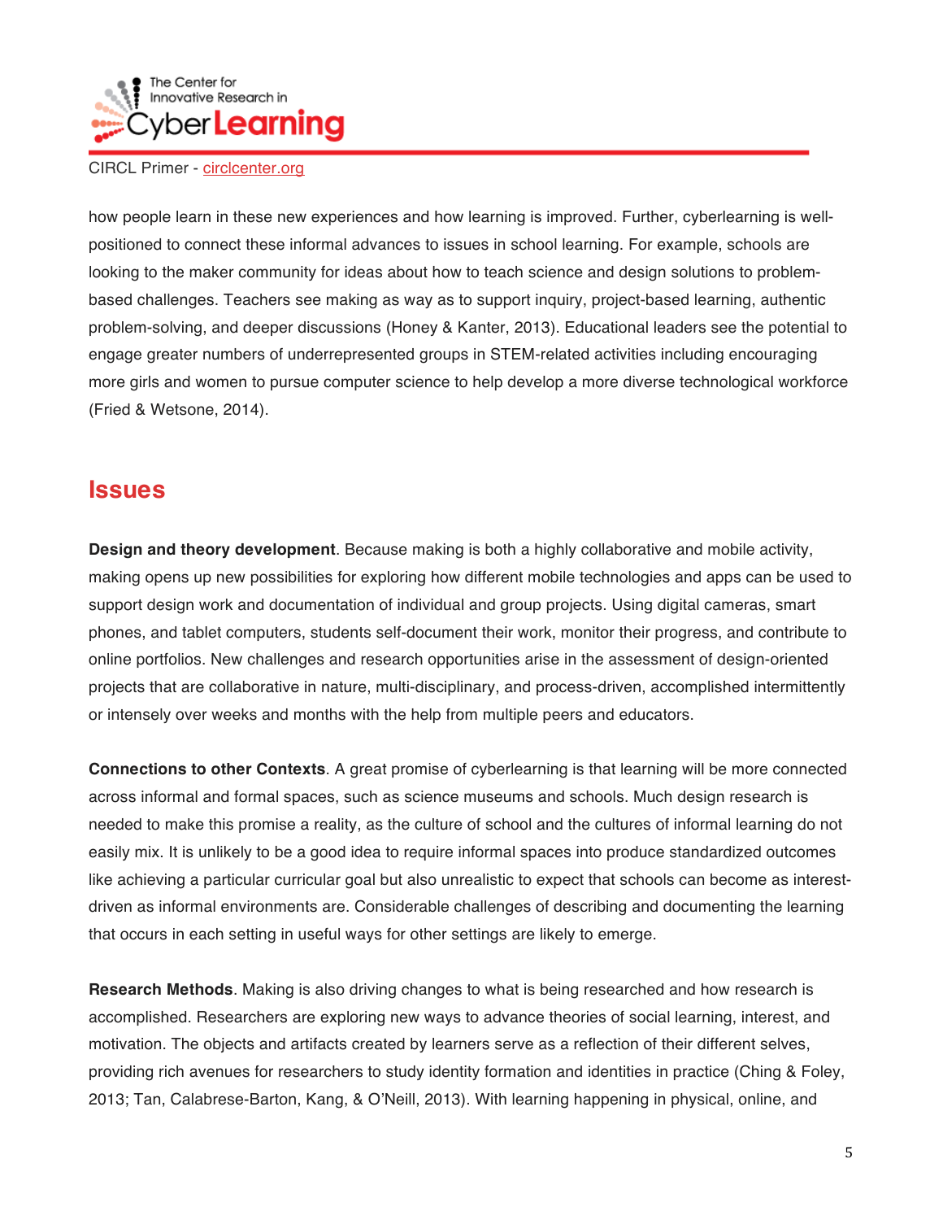how people learn in these new experiences and how learning is improved. Further, cyberlearning is well-positioned to connect these informal advances to issues in school learning. For example, schools are looking to the maker community for ideas about how to teach science and design solutions to problem-based challenges. Teachers see making as way as to support inquiry, project-based learning, authentic problem-solving, and deeper discussions (Honey & Kanter, 2013). Educational leaders see the potential to engage greater numbers of underrepresented groups in STEM-related activities including encouraging more girls and women to pursue computer science to help develop a more diverse technological workforce (Fried & Wetsone, 2014).

## Issues

**Design and theory development**. Because making is both a highly collaborative and mobile activity, making opens up new possibilities for exploring how different mobile technologies and apps can be used to support design work and documentation of individual and group projects. Using digital cameras, smart phones, and tablet computers, students self-document their work, monitor their progress, and contribute to online portfolios. New challenges and research opportunities arise in the assessment of design-oriented projects that are collaborative in nature, multi-disciplinary, and process-driven, accomplished intermittently or intensely over weeks and months with the help from multiple peers and educators.

**Connections to other Contexts**. A great promise of cyberlearning is that learning will be more connected across informal and formal spaces, such as science museums and schools. Much design research is needed to make this promise a reality, as the culture of school and the cultures of informal learning do not easily mix. It is unlikely to be a good idea to require informal spaces into produce standardized outcomes like achieving a particular curricular goal but also unrealistic to expect that schools can become as interest-driven as informal environments are. Considerable challenges of describing and documenting the learning that occurs in each setting in useful ways for other settings are likely to emerge.

**Research Methods**. Making is also driving changes to what is being researched and how research is accomplished. Researchers are exploring new ways to advance theories of social learning, interest, and motivation. The objects and artifacts created by learners serve as a reflection of their different selves, providing rich avenues for researchers to study identity formation and identities in practice (Ching & Foley, 2013; Tan, Calabrese-Barton, Kang, & O'Neill, 2013). With learning happening in physical, online, and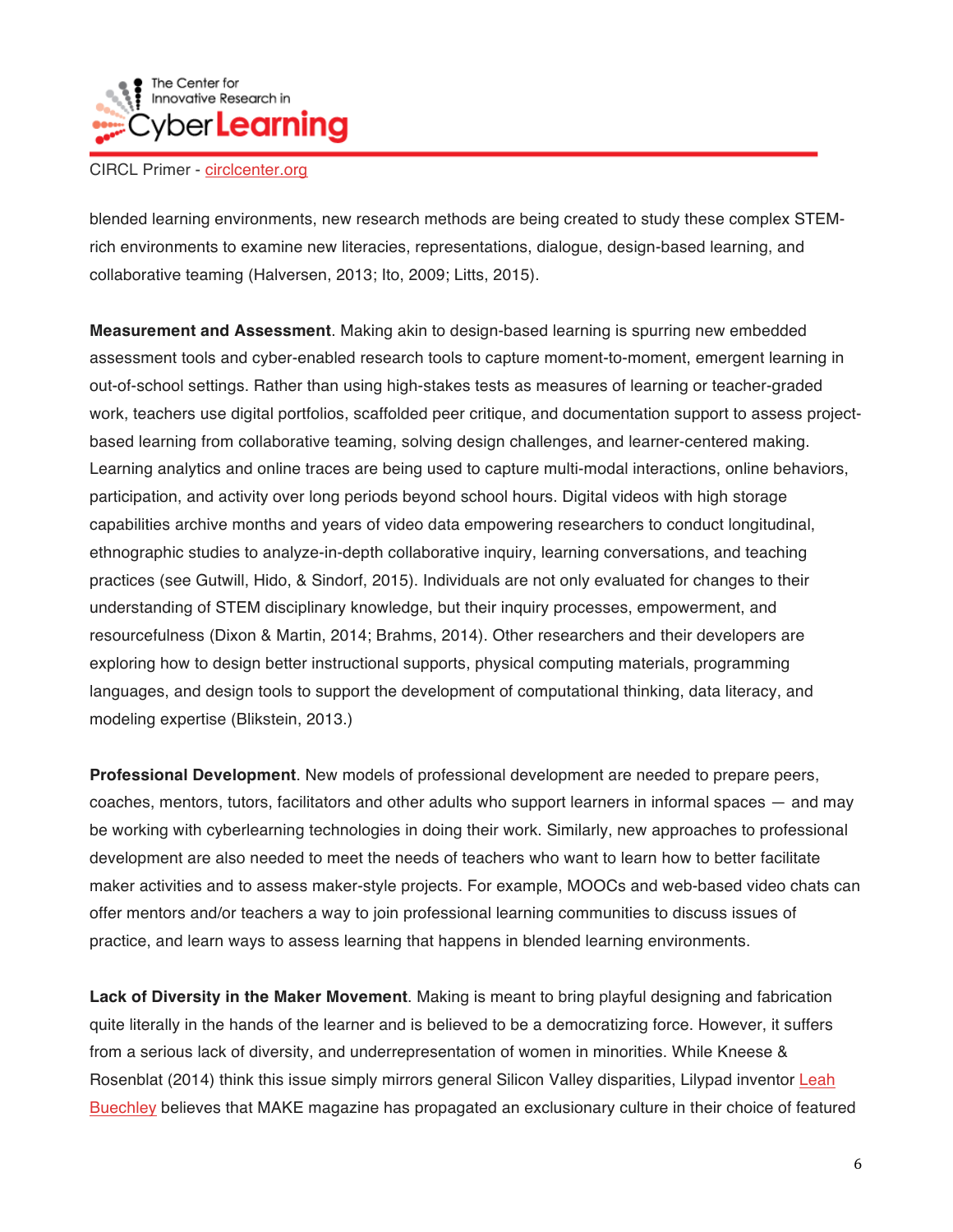blended learning environments, new research methods are being created to study these complex STEM-rich environments to examine new literacies, representations, dialogue, design-based learning, and collaborative teaming (Halversen, 2013; Ito, 2009; Litts, 2015).

**Measurement and Assessment**. Making akin to design-based learning is spurring new embedded assessment tools and cyber-enabled research tools to capture moment-to-moment, emergent learning in out-of-school settings. Rather than using high-stakes tests as measures of learning or teacher-graded work, teachers use digital portfolios, scaffolded peer critique, and documentation support to assess project-based learning from collaborative teaming, solving design challenges, and learner-centered making. Learning analytics and online traces are being used to capture multi-modal interactions, online behaviors, participation, and activity over long periods beyond school hours. Digital videos with high storage capabilities archive months and years of video data empowering researchers to conduct longitudinal, ethnographic studies to analyze-in-depth collaborative inquiry, learning conversations, and teaching practices (see Gutwill, Hido, & Sindorf, 2015). Individuals are not only evaluated for changes to their understanding of STEM disciplinary knowledge, but their inquiry processes, empowerment, and resourcefulness (Dixon & Martin, 2014; Brahms, 2014). Other researchers and their developers are exploring how to design better instructional supports, physical computing materials, programming languages, and design tools to support the development of computational thinking, data literacy, and modeling expertise (Blikstein, 2013.)

**Professional Development**. New models of professional development are needed to prepare peers, coaches, mentors, tutors, facilitators and other adults who support learners in informal spaces — and may be working with cyberlearning technologies in doing their work. Similarly, new approaches to professional development are also needed to meet the needs of teachers who want to learn how to better facilitate maker activities and to assess maker-style projects. For example, MOOCs and web-based video chats can offer mentors and/or teachers a way to join professional learning communities to discuss issues of practice, and learn ways to assess learning that happens in blended learning environments.

**Lack of Diversity in the Maker Movement**. Making is meant to bring playful designing and fabrication quite literally in the hands of the learner and is believed to be a democratizing force. However, it suffers from a serious lack of diversity, and underrepresentation of women in minorities. While Kneese & Rosenblat (2014) think this issue simply mirrors general Silicon Valley disparities, Lilypad inventor Leah Buechley believes that MAKE magazine has propagated an exclusionary culture in their choice of featured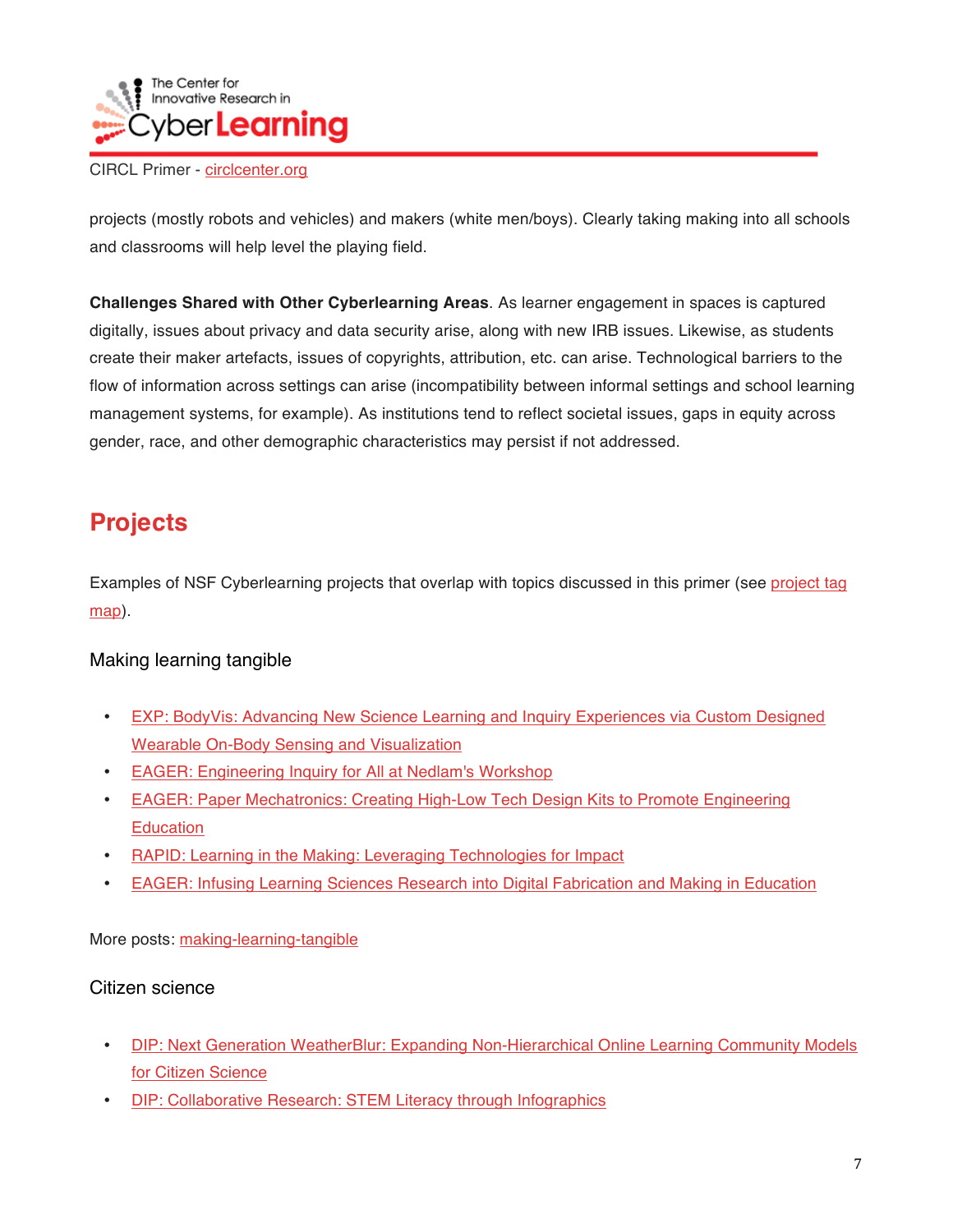projects (mostly robots and vehicles) and makers (white men/boys). Clearly taking making into all schools and classrooms will help level the playing field.

**Challenges Shared with Other Cyberlearning Areas**. As learner engagement in spaces is captured digitally, issues about privacy and data security arise, along with new IRB issues. Likewise, as students create their maker artefacts, issues of copyrights, attribution, etc. can arise. Technological barriers to the flow of information across settings can arise (incompatibility between informal settings and school learning management systems, for example). As institutions tend to reflect societal issues, gaps in equity across gender, race, and other demographic characteristics may persist if not addressed.

## Projects

Examples of NSF Cyberlearning projects that overlap with topics discussed in this primer (see project tag map).

### Making learning tangible

- EXP: BodyVis: Advancing New Science Learning and Inquiry Experiences via Custom Designed Wearable On-Body Sensing and Visualization
- EAGER: Engineering Inquiry for All at Nedlam's Workshop
- EAGER: Paper Mechatronics: Creating High-Low Tech Design Kits to Promote Engineering Education
- RAPID: Learning in the Making: Leveraging Technologies for Impact
- EAGER: Infusing Learning Sciences Research into Digital Fabrication and Making in Education

More posts: making-learning-tangible

### Citizen science

- DIP: Next Generation WeatherBlur: Expanding Non-Hierarchical Online Learning Community Models for Citizen Science
- DIP: Collaborative Research: STEM Literacy through Infographics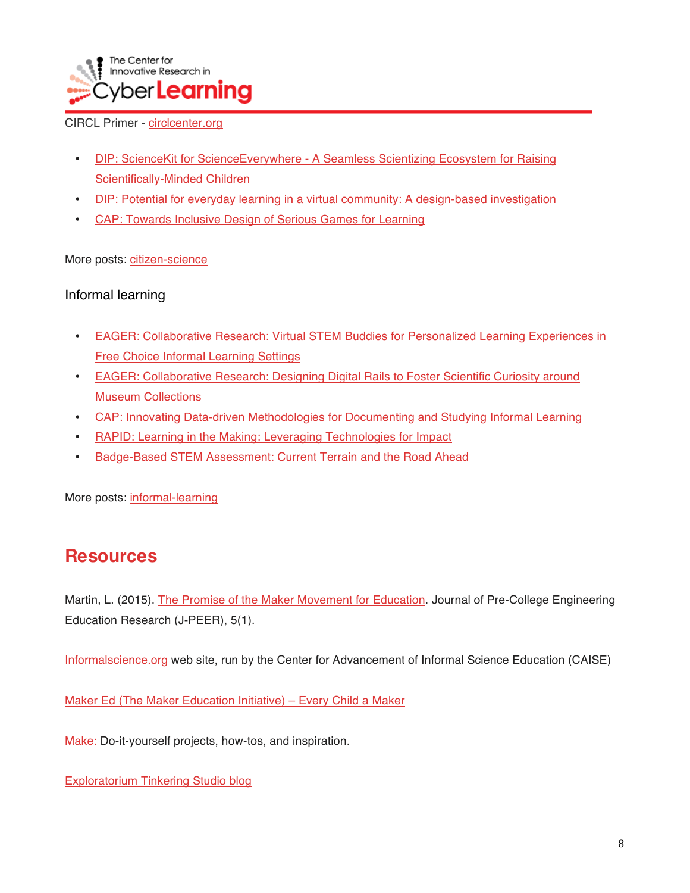- DIP: ScienceKit for ScienceEverywhere - A Seamless Scientizing Ecosystem for Raising Scientifically-Minded Children
- DIP: Potential for everyday learning in a virtual community: A design-based investigation
- CAP: Towards Inclusive Design of Serious Games for Learning

More posts: citizen-science

### Informal learning

- EAGER: Collaborative Research: Virtual STEM Buddies for Personalized Learning Experiences in Free Choice Informal Learning Settings
- EAGER: Collaborative Research: Designing Digital Rails to Foster Scientific Curiosity around Museum Collections
- CAP: Innovating Data-driven Methodologies for Documenting and Studying Informal Learning
- RAPID: Learning in the Making: Leveraging Technologies for Impact
- Badge-Based STEM Assessment: Current Terrain and the Road Ahead

More posts: informal-learning

## Resources

Martin, L. (2015). The Promise of the Maker Movement for Education. Journal of Pre-College Engineering Education Research (J-PEER), 5(1).

Informalscience.org web site, run by the Center for Advancement of Informal Science Education (CAISE)

Maker Ed (The Maker Education Initiative) – Every Child a Maker

Make: Do-it-yourself projects, how-tos, and inspiration.

Exploratorium Tinkering Studio blog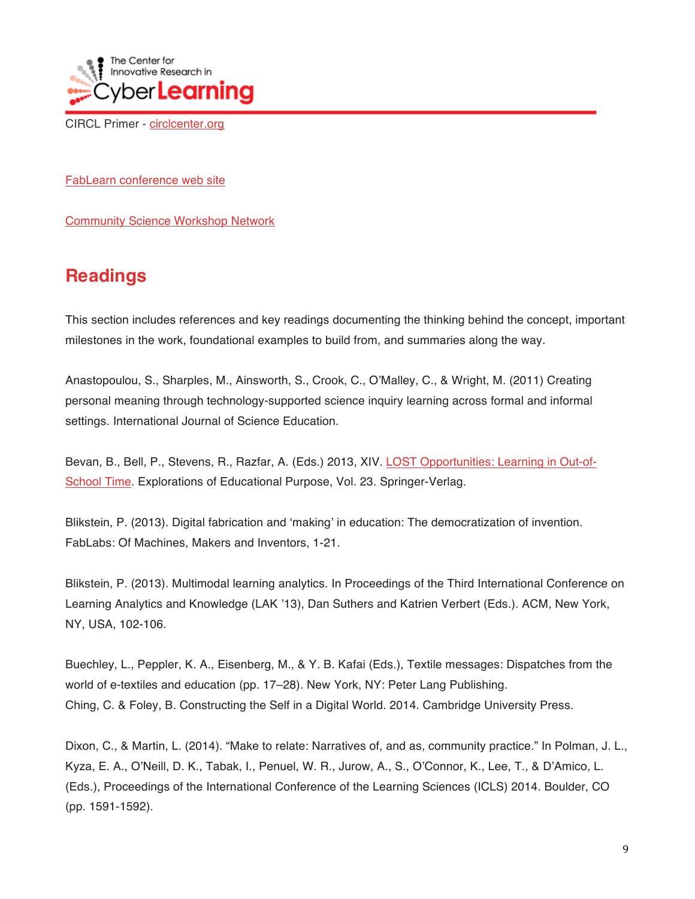FabLearn conference web site

Community Science Workshop Network

## Readings

This section includes references and key readings documenting the thinking behind the concept, important milestones in the work, foundational examples to build from, and summaries along the way.

Anastopoulou, S., Sharples, M., Ainsworth, S., Crook, C., O'Malley, C., & Wright, M. (2011) Creating personal meaning through technology-supported science inquiry learning across formal and informal settings. International Journal of Science Education.

Bevan, B., Bell, P., Stevens, R., Razfar, A. (Eds.) 2013, XIV. LOST Opportunities: Learning in Out-of-School Time. Explorations of Educational Purpose, Vol. 23. Springer-Verlag.

Blikstein, P. (2013). Digital fabrication and 'making' in education: The democratization of invention. FabLabs: Of Machines, Makers and Inventors, 1-21.

Blikstein, P. (2013). Multimodal learning analytics. In Proceedings of the Third International Conference on Learning Analytics and Knowledge (LAK '13), Dan Suthers and Katrien Verbert (Eds.). ACM, New York, NY, USA, 102-106.

Buechley, L., Peppler, K. A., Eisenberg, M., & Y. B. Kafai (Eds.), Textile messages: Dispatches from the world of e-textiles and education (pp. 17–28). New York, NY: Peter Lang Publishing.
Ching, C. & Foley, B. Constructing the Self in a Digital World. 2014. Cambridge University Press.

Dixon, C., & Martin, L. (2014). "Make to relate: Narratives of, and as, community practice." In Polman, J. L., Kyza, E. A., O'Neill, D. K., Tabak, I., Penuel, W. R., Jurow, A., S., O'Connor, K., Lee, T., & D'Amico, L. (Eds.), Proceedings of the International Conference of the Learning Sciences (ICLS) 2014. Boulder, CO (pp. 1591-1592).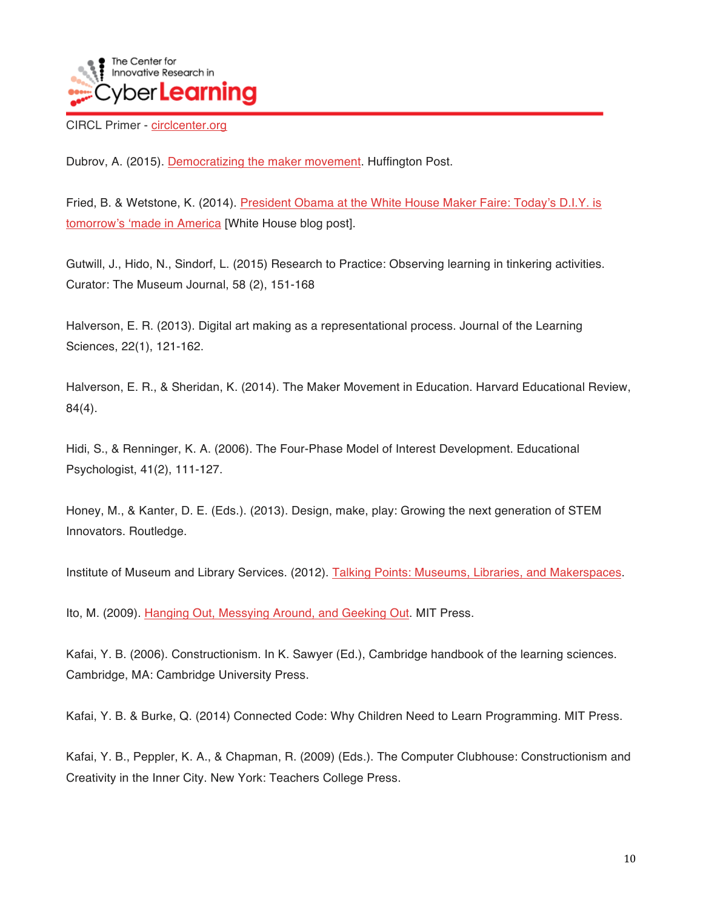Dubrov, A. (2015). Democratizing the maker movement. Huffington Post.

Fried, B. & Wetstone, K. (2014). President Obama at the White House Maker Faire: Today's D.I.Y. is tomorrow's 'made in America [White House blog post].

Gutwill, J., Hido, N., Sindorf, L. (2015) Research to Practice: Observing learning in tinkering activities. Curator: The Museum Journal, 58 (2), 151-168

Halverson, E. R. (2013). Digital art making as a representational process. Journal of the Learning Sciences, 22(1), 121-162.

Halverson, E. R., & Sheridan, K. (2014). The Maker Movement in Education. Harvard Educational Review, 84(4).

Hidi, S., & Renninger, K. A. (2006). The Four-Phase Model of Interest Development. Educational Psychologist, 41(2), 111-127.

Honey, M., & Kanter, D. E. (Eds.). (2013). Design, make, play: Growing the next generation of STEM Innovators. Routledge.

Institute of Museum and Library Services. (2012). Talking Points: Museums, Libraries, and Makerspaces.

Ito, M. (2009). Hanging Out, Messying Around, and Geeking Out. MIT Press.

Kafai, Y. B. (2006). Constructionism. In K. Sawyer (Ed.), Cambridge handbook of the learning sciences. Cambridge, MA: Cambridge University Press.

Kafai, Y. B. & Burke, Q. (2014) Connected Code: Why Children Need to Learn Programming. MIT Press.

Kafai, Y. B., Peppler, K. A., & Chapman, R. (2009) (Eds.). The Computer Clubhouse: Constructionism and Creativity in the Inner City. New York: Teachers College Press.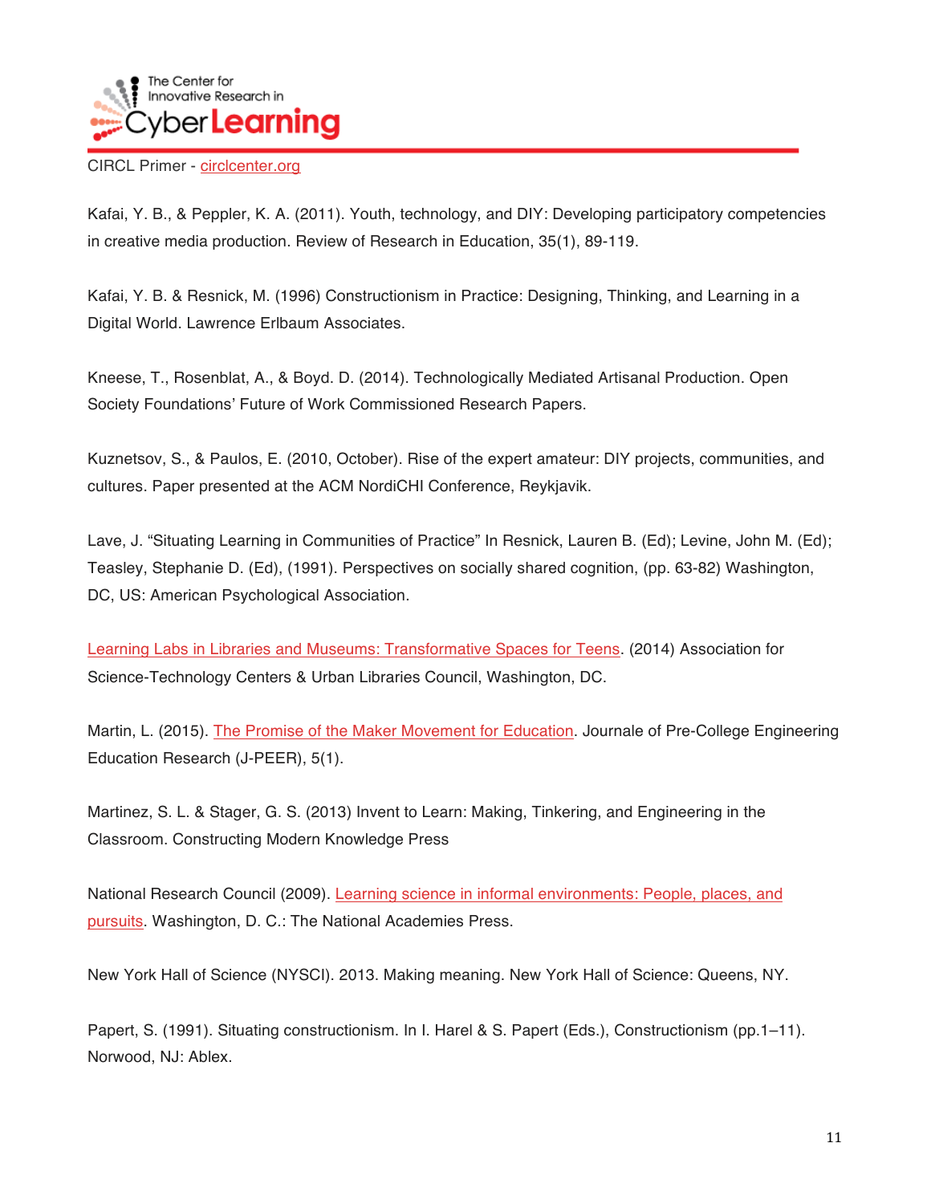Kafai, Y. B., & Peppler, K. A. (2011). Youth, technology, and DIY: Developing participatory competencies in creative media production. Review of Research in Education, 35(1), 89-119.

Kafai, Y. B. & Resnick, M. (1996) Constructionism in Practice: Designing, Thinking, and Learning in a Digital World. Lawrence Erlbaum Associates.

Kneese, T., Rosenblat, A., & Boyd. D. (2014). Technologically Mediated Artisanal Production. Open Society Foundations' Future of Work Commissioned Research Papers.

Kuznetsov, S., & Paulos, E. (2010, October). Rise of the expert amateur: DIY projects, communities, and cultures. Paper presented at the ACM NordiCHI Conference, Reykjavik.

Lave, J. "Situating Learning in Communities of Practice" In Resnick, Lauren B. (Ed); Levine, John M. (Ed); Teasley, Stephanie D. (Ed), (1991). Perspectives on socially shared cognition, (pp. 63-82) Washington, DC, US: American Psychological Association.

Learning Labs in Libraries and Museums: Transformative Spaces for Teens. (2014) Association for Science-Technology Centers & Urban Libraries Council, Washington, DC.

Martin, L. (2015). The Promise of the Maker Movement for Education. Journal of Pre-College Engineering Education Research (J-PEER), 5(1).

Martinez, S. L. & Stager, G. S. (2013) Invent to Learn: Making, Tinkering, and Engineering in the Classroom. Constructing Modern Knowledge Press

National Research Council (2009). Learning science in informal environments: People, places, and pursuits. Washington, D. C.: The National Academies Press.

New York Hall of Science (NYSCI). 2013. Making meaning. New York Hall of Science: Queens, NY.

Papert, S. (1991). Situating constructionism. In I. Harel & S. Papert (Eds.), Constructionism (pp.1–11). Norwood, NJ: Ablex.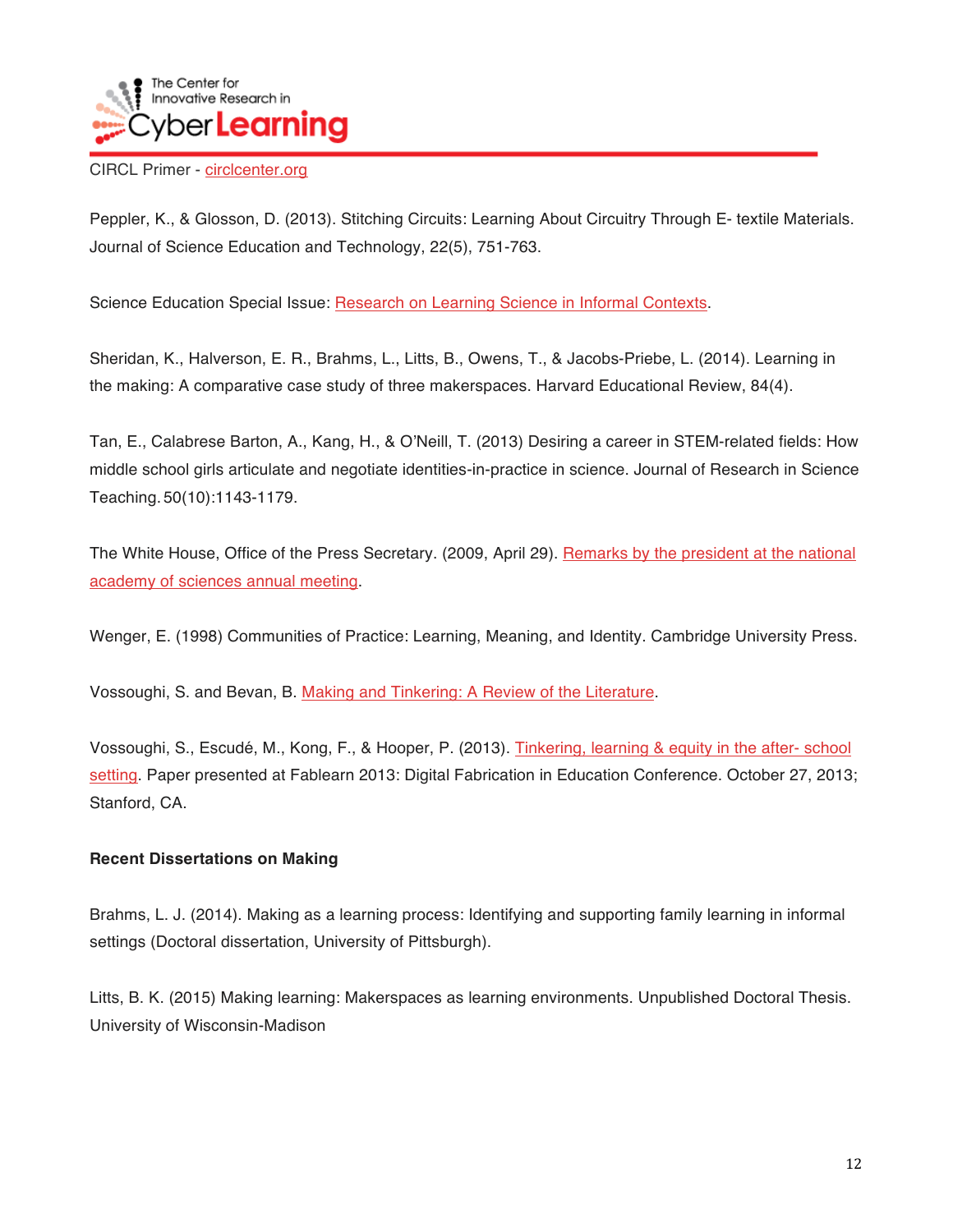Peppler, K., & Glosson, D. (2013). Stitching Circuits: Learning About Circuitry Through E- textile Materials. Journal of Science Education and Technology, 22(5), 751-763.

Science Education Special Issue: Research on Learning Science in Informal Contexts.

Sheridan, K., Halverson, E. R., Brahms, L., Litts, B., Owens, T., & Jacobs-Priebe, L. (2014). Learning in the making: A comparative case study of three makerspaces. Harvard Educational Review, 84(4).

Tan, E., Calabrese Barton, A., Kang, H., & O'Neill, T. (2013) Desiring a career in STEM-related fields: How middle school girls articulate and negotiate identities-in-practice in science. Journal of Research in Science Teaching. 50(10):1143-1179.

The White House, Office of the Press Secretary. (2009, April 29). Remarks by the president at the national academy of sciences annual meeting.

Wenger, E. (1998) Communities of Practice: Learning, Meaning, and Identity. Cambridge University Press.

Vossoughi, S. and Bevan, B. Making and Tinkering: A Review of the Literature.

Vossoughi, S., Escudé, M., Kong, F., & Hooper, P. (2013). Tinkering, learning & equity in the after- school setting. Paper presented at Fablearn 2013: Digital Fabrication in Education Conference. October 27, 2013; Stanford, CA.

**Recent Dissertations on Making**

Brahms, L. J. (2014). Making as a learning process: Identifying and supporting family learning in informal settings (Doctoral dissertation, University of Pittsburgh).

Litts, B. K. (2015) Making learning: Makerspaces as learning environments. Unpublished Doctoral Thesis. University of Wisconsin-Madison